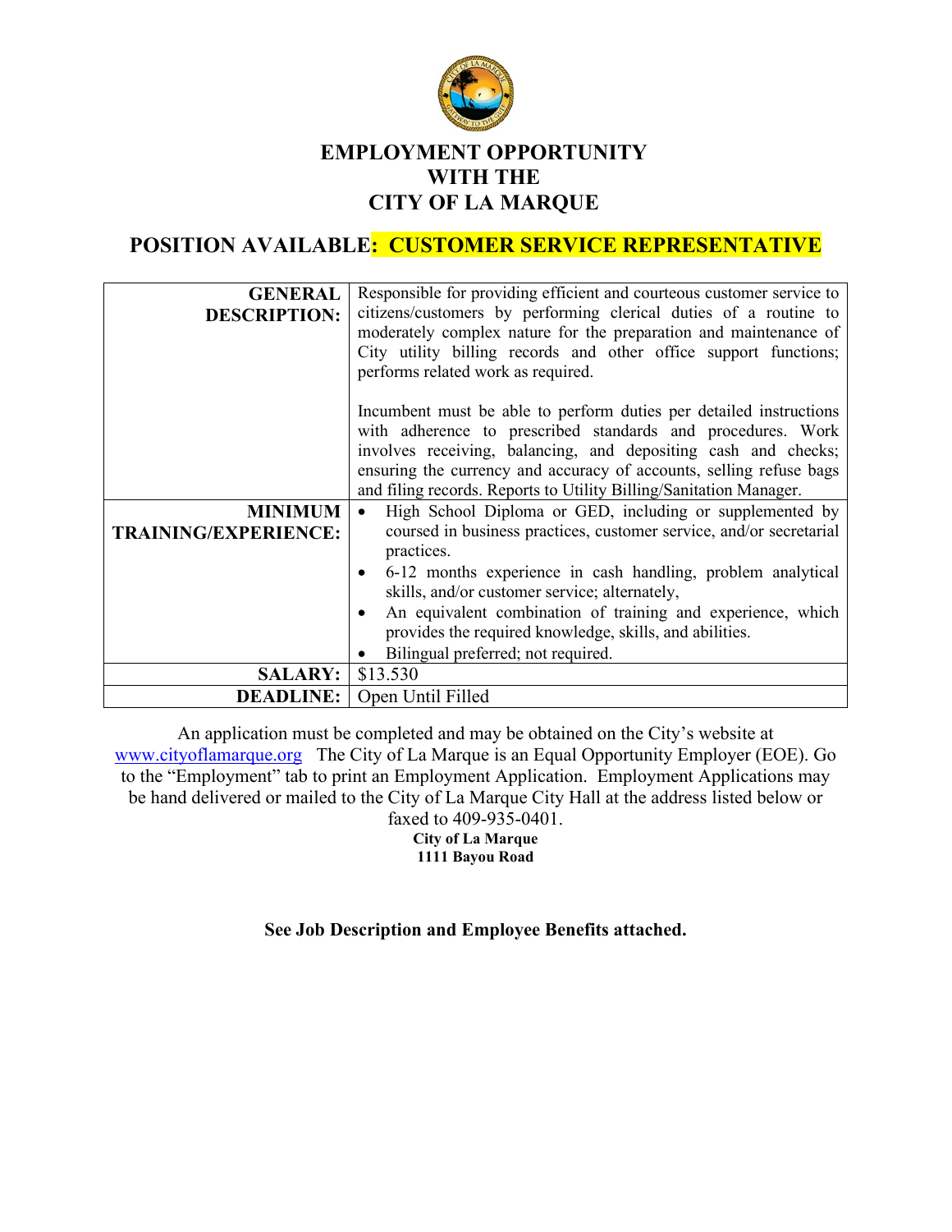# EMPLOYMENT OPPORTUNITY WITH THE CITY OF LA MARQUE

## POSITION AVAILABLE: CUSTOMER SERVICE REPRESENTATIVE

| | |
|---|---|
| **GENERAL DESCRIPTION:** | Responsible for providing efficient and courteous customer service to citizens/customers by performing clerical duties of a routine to moderately complex nature for the preparation and maintenance of City utility billing records and other office support functions; performs related work as required.<br><br>Incumbent must be able to perform duties per detailed instructions with adherence to prescribed standards and procedures. Work involves receiving, balancing, and depositing cash and checks; ensuring the currency and accuracy of accounts, selling refuse bags and filing records. Reports to Utility Billing/Sanitation Manager. |
| **MINIMUM TRAINING/EXPERIENCE:** | • High School Diploma or GED, including or supplemented by coursed in business practices, customer service, and/or secretarial practices.<br>• 6-12 months experience in cash handling, problem analytical skills, and/or customer service; alternately,<br>• An equivalent combination of training and experience, which provides the required knowledge, skills, and abilities.<br>• Bilingual preferred; not required. |
| **SALARY:** | $13.530 |
| **DEADLINE:** | Open Until Filled |

An application must be completed and may be obtained on the City's website at www.cityoflamarque.org The City of La Marque is an Equal Opportunity Employer (EOE). Go to the "Employment" tab to print an Employment Application. Employment Applications may be hand delivered or mailed to the City of La Marque City Hall at the address listed below or faxed to 409-935-0401.

**City of La Marque**
**1111 Bayou Road**

**See Job Description and Employee Benefits attached.**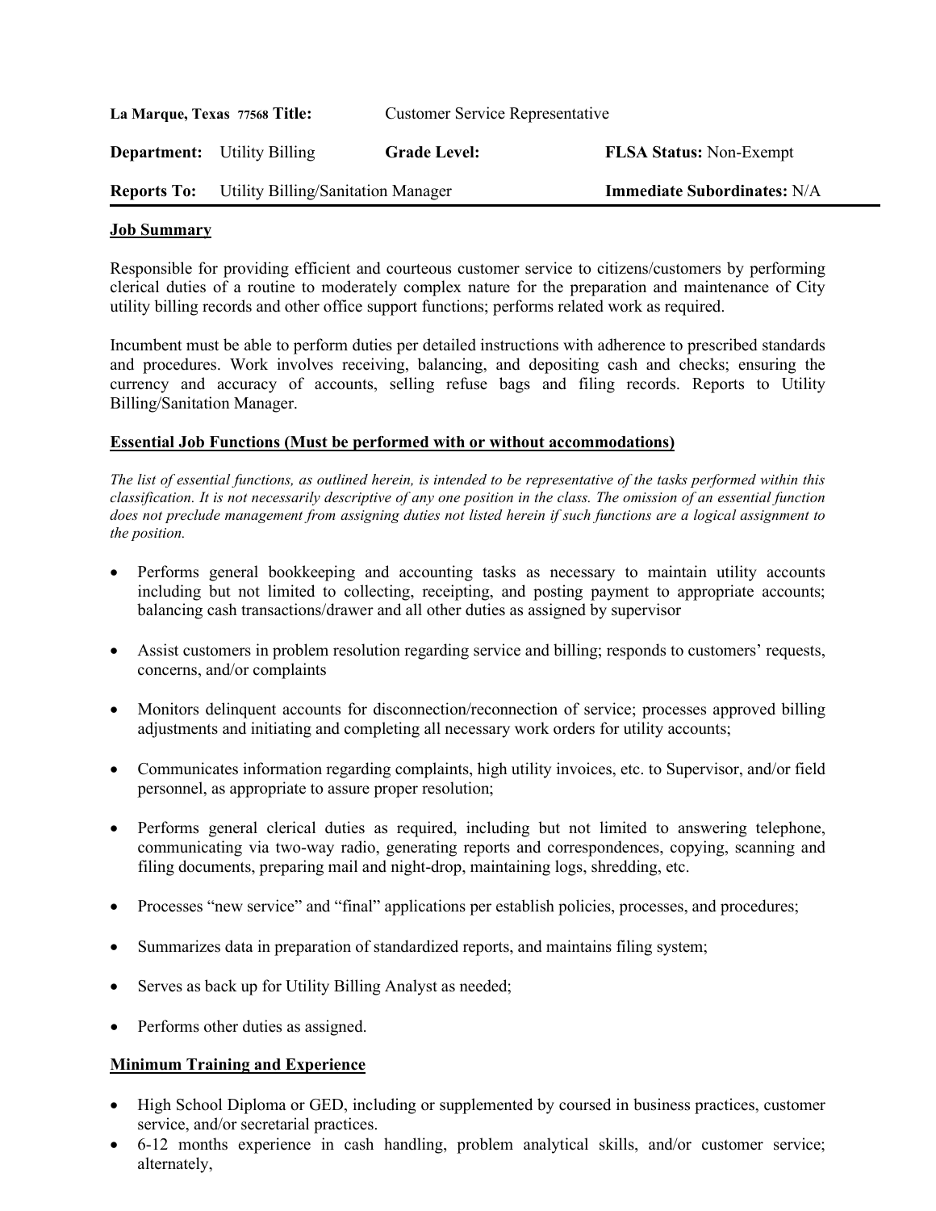| **La Marque, Texas 77568 Title:** | Customer Service Representative | | |
| --- | --- | --- | --- |
| **Department:** Utility Billing | | **Grade Level:** | **FLSA Status:** Non-Exempt |
| **Reports To:** Utility Billing/Sanitation Manager | | | **Immediate Subordinates:** N/A |

## Job Summary

Responsible for providing efficient and courteous customer service to citizens/customers by performing clerical duties of a routine to moderately complex nature for the preparation and maintenance of City utility billing records and other office support functions; performs related work as required.

Incumbent must be able to perform duties per detailed instructions with adherence to prescribed standards and procedures. Work involves receiving, balancing, and depositing cash and checks; ensuring the currency and accuracy of accounts, selling refuse bags and filing records. Reports to Utility Billing/Sanitation Manager.

## Essential Job Functions (Must be performed with or without accommodations)

*The list of essential functions, as outlined herein, is intended to be representative of the tasks performed within this classification. It is not necessarily descriptive of any one position in the class. The omission of an essential function does not preclude management from assigning duties not listed herein if such functions are a logical assignment to the position.*

- Performs general bookkeeping and accounting tasks as necessary to maintain utility accounts including but not limited to collecting, receipting, and posting payment to appropriate accounts; balancing cash transactions/drawer and all other duties as assigned by supervisor
- Assist customers in problem resolution regarding service and billing; responds to customers' requests, concerns, and/or complaints
- Monitors delinquent accounts for disconnection/reconnection of service; processes approved billing adjustments and initiating and completing all necessary work orders for utility accounts;
- Communicates information regarding complaints, high utility invoices, etc. to Supervisor, and/or field personnel, as appropriate to assure proper resolution;
- Performs general clerical duties as required, including but not limited to answering telephone, communicating via two-way radio, generating reports and correspondences, copying, scanning and filing documents, preparing mail and night-drop, maintaining logs, shredding, etc.
- Processes "new service" and "final" applications per establish policies, processes, and procedures;
- Summarizes data in preparation of standardized reports, and maintains filing system;
- Serves as back up for Utility Billing Analyst as needed;
- Performs other duties as assigned.

## Minimum Training and Experience

- High School Diploma or GED, including or supplemented by coursed in business practices, customer service, and/or secretarial practices.
- 6-12 months experience in cash handling, problem analytical skills, and/or customer service; alternately,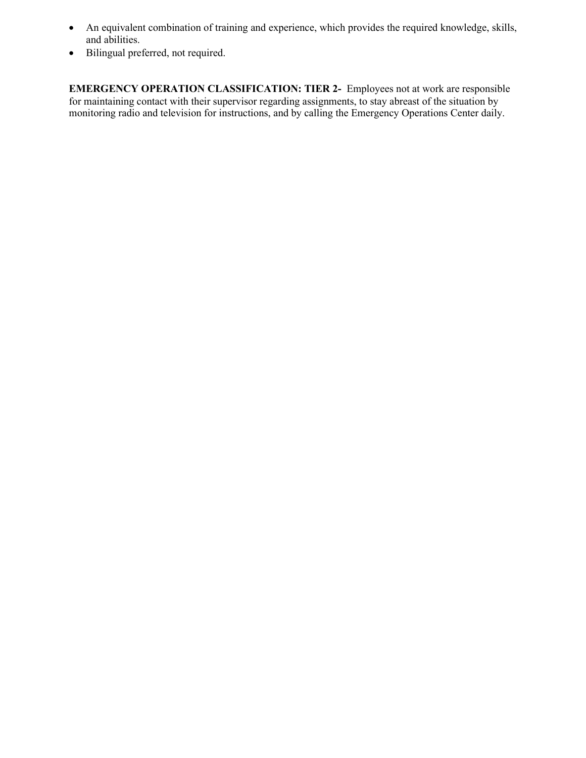- An equivalent combination of training and experience, which provides the required knowledge, skills, and abilities.
- Bilingual preferred, not required.

**EMERGENCY OPERATION CLASSIFICATION: TIER 2-** Employees not at work are responsible for maintaining contact with their supervisor regarding assignments, to stay abreast of the situation by monitoring radio and television for instructions, and by calling the Emergency Operations Center daily.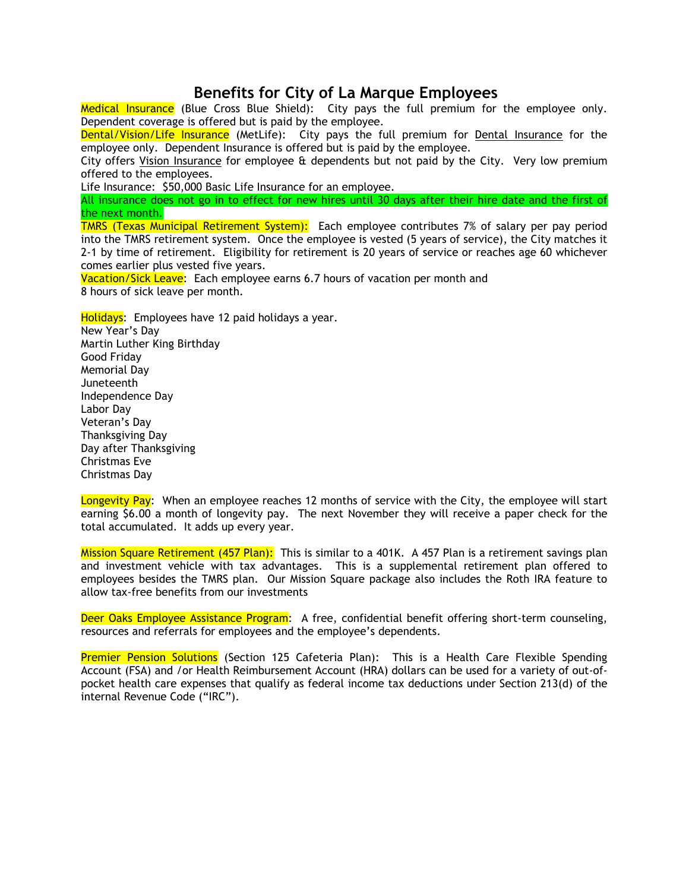# Benefits for City of La Marque Employees

Medical Insurance (Blue Cross Blue Shield): City pays the full premium for the employee only. Dependent coverage is offered but is paid by the employee.

Dental/Vision/Life Insurance (MetLife): City pays the full premium for Dental Insurance for the employee only. Dependent Insurance is offered but is paid by the employee.

City offers Vision Insurance for employee & dependents but not paid by the City. Very low premium offered to the employees.

Life Insurance: $50,000 Basic Life Insurance for an employee.

All insurance does not go in to effect for new hires until 30 days after their hire date and the first of the next month.

TMRS (Texas Municipal Retirement System): Each employee contributes 7% of salary per pay period into the TMRS retirement system. Once the employee is vested (5 years of service), the City matches it 2-1 by time of retirement. Eligibility for retirement is 20 years of service or reaches age 60 whichever comes earlier plus vested five years.

Vacation/Sick Leave: Each employee earns 6.7 hours of vacation per month and 8 hours of sick leave per month.

Holidays: Employees have 12 paid holidays a year.

New Year's Day
Martin Luther King Birthday
Good Friday
Memorial Day
Juneteenth
Independence Day
Labor Day
Veteran's Day
Thanksgiving Day
Day after Thanksgiving
Christmas Eve
Christmas Day

Longevity Pay: When an employee reaches 12 months of service with the City, the employee will start earning $6.00 a month of longevity pay. The next November they will receive a paper check for the total accumulated. It adds up every year.

Mission Square Retirement (457 Plan): This is similar to a 401K. A 457 Plan is a retirement savings plan and investment vehicle with tax advantages. This is a supplemental retirement plan offered to employees besides the TMRS plan. Our Mission Square package also includes the Roth IRA feature to allow tax-free benefits from our investments

Deer Oaks Employee Assistance Program: A free, confidential benefit offering short-term counseling, resources and referrals for employees and the employee's dependents.

Premier Pension Solutions (Section 125 Cafeteria Plan): This is a Health Care Flexible Spending Account (FSA) and /or Health Reimbursement Account (HRA) dollars can be used for a variety of out-of-pocket health care expenses that qualify as federal income tax deductions under Section 213(d) of the internal Revenue Code ("IRC").